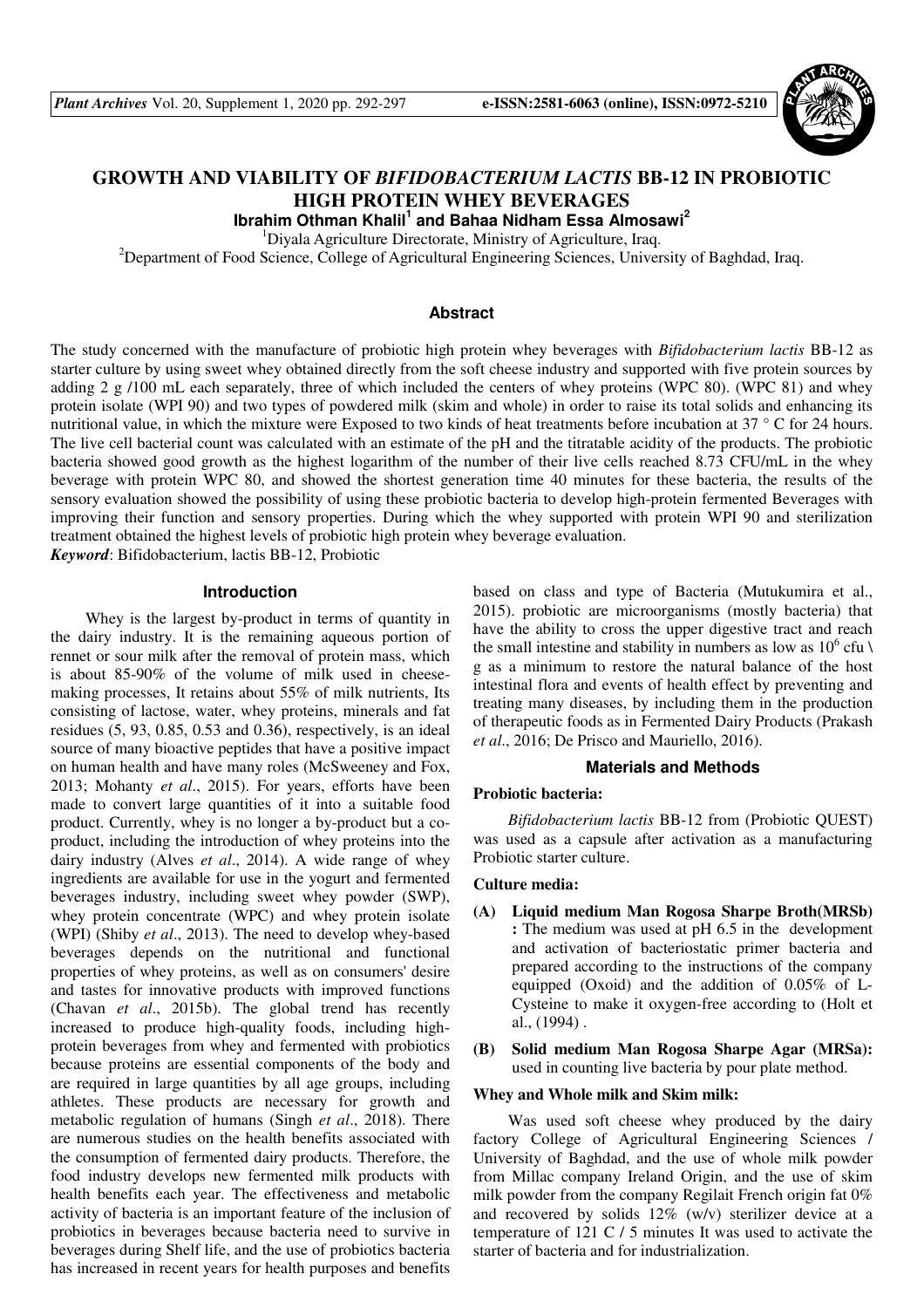# GROWTH AND VIABILITY OF *BIFIDOBACTERIUM LACTIS* BB-12 IN PROBIOTIC HIGH PROTEIN WHEY BEVERAGES

**Ibrahim Othman Khalil[1] and Bahaa Nidham Essa Almosawi[2]**

[1]Diyala Agriculture Directorate, Ministry of Agriculture, Iraq.

[2]Department of Food Science, College of Agricultural Engineering Sciences, University of Baghdad, Iraq.

## Abstract

The study concerned with the manufacture of probiotic high protein whey beverages with *Bifidobacterium lactis* BB-12 as starter culture by using sweet whey obtained directly from the soft cheese industry and supported with five protein sources by adding 2 g /100 mL each separately, three of which included the centers of whey proteins (WPC 80). (WPC 81) and whey protein isolate (WPI 90) and two types of powdered milk (skim and whole) in order to raise its total solids and enhancing its nutritional value, in which the mixture were Exposed to two kinds of heat treatments before incubation at 37 ° C for 24 hours. The live cell bacterial count was calculated with an estimate of the pH and the titratable acidity of the products. The probiotic bacteria showed good growth as the highest logarithm of the number of their live cells reached 8.73 CFU/mL in the whey beverage with protein WPC 80, and showed the shortest generation time 40 minutes for these bacteria, the results of the sensory evaluation showed the possibility of using these probiotic bacteria to develop high-protein fermented Beverages with improving their function and sensory properties. During which the whey supported with protein WPI 90 and sterilization treatment obtained the highest levels of probiotic high protein whey beverage evaluation.

***Keyword***: Bifidobacterium, lactis BB-12, Probiotic

## Introduction

Whey is the largest by-product in terms of quantity in the dairy industry. It is the remaining aqueous portion of rennet or sour milk after the removal of protein mass, which is about 85-90% of the volume of milk used in cheese-making processes, It retains about 55% of milk nutrients, Its consisting of lactose, water, whey proteins, minerals and fat residues (5, 93, 0.85, 0.53 and 0.36), respectively, is an ideal source of many bioactive peptides that have a positive impact on human health and have many roles (McSweeney and Fox, 2013; Mohanty *et al*., 2015). For years, efforts have been made to convert large quantities of it into a suitable food product. Currently, whey is no longer a by-product but a co-product, including the introduction of whey proteins into the dairy industry (Alves *et al*., 2014). A wide range of whey ingredients are available for use in the yogurt and fermented beverages industry, including sweet whey powder (SWP), whey protein concentrate (WPC) and whey protein isolate (WPI) (Shiby *et al*., 2013). The need to develop whey-based beverages depends on the nutritional and functional properties of whey proteins, as well as on consumers' desire and tastes for innovative products with improved functions (Chavan *et al*., 2015b). The global trend has recently increased to produce high-quality foods, including high-protein beverages from whey and fermented with probiotics because proteins are essential components of the body and are required in large quantities by all age groups, including athletes. These products are necessary for growth and metabolic regulation of humans (Singh *et al*., 2018). There are numerous studies on the health benefits associated with the consumption of fermented dairy products. Therefore, the food industry develops new fermented milk products with health benefits each year. The effectiveness and metabolic activity of bacteria is an important feature of the inclusion of probiotics in beverages because bacteria need to survive in beverages during Shelf life, and the use of probiotics bacteria has increased in recent years for health purposes and benefits based on class and type of Bacteria (Mutukumira et al., 2015). probiotic are microorganisms (mostly bacteria) that have the ability to cross the upper digestive tract and reach the small intestine and stability in numbers as low as $10^6$ cfu \ g as a minimum to restore the natural balance of the host intestinal flora and events of health effect by preventing and treating many diseases, by including them in the production of therapeutic foods as in Fermented Dairy Products (Prakash *et al*., 2016; De Prisco and Mauriello, 2016).

## Materials and Methods

### Probiotic bacteria:

*Bifidobacterium lactis* BB-12 from (Probiotic QUEST) was used as a capsule after activation as a manufacturing Probiotic starter culture.

### Culture media:

**(A) Liquid medium Man Rogosa Sharpe Broth(MRSb) :** The medium was used at pH 6.5 in the development and activation of bacteriostatic primer bacteria and prepared according to the instructions of the company equipped (Oxoid) and the addition of 0.05% of L-Cysteine to make it oxygen-free according to (Holt et al., (1994) .

**(B) Solid medium Man Rogosa Sharpe Agar (MRSa):** used in counting live bacteria by pour plate method.

### Whey and Whole milk and Skim milk:

Was used soft cheese whey produced by the dairy factory College of Agricultural Engineering Sciences / University of Baghdad, and the use of whole milk powder from Millac company Ireland Origin, and the use of skim milk powder from the company Regilait French origin fat 0% and recovered by solids 12% (w/v) sterilizer device at a temperature of 121 C / 5 minutes It was used to activate the starter of bacteria and for industrialization.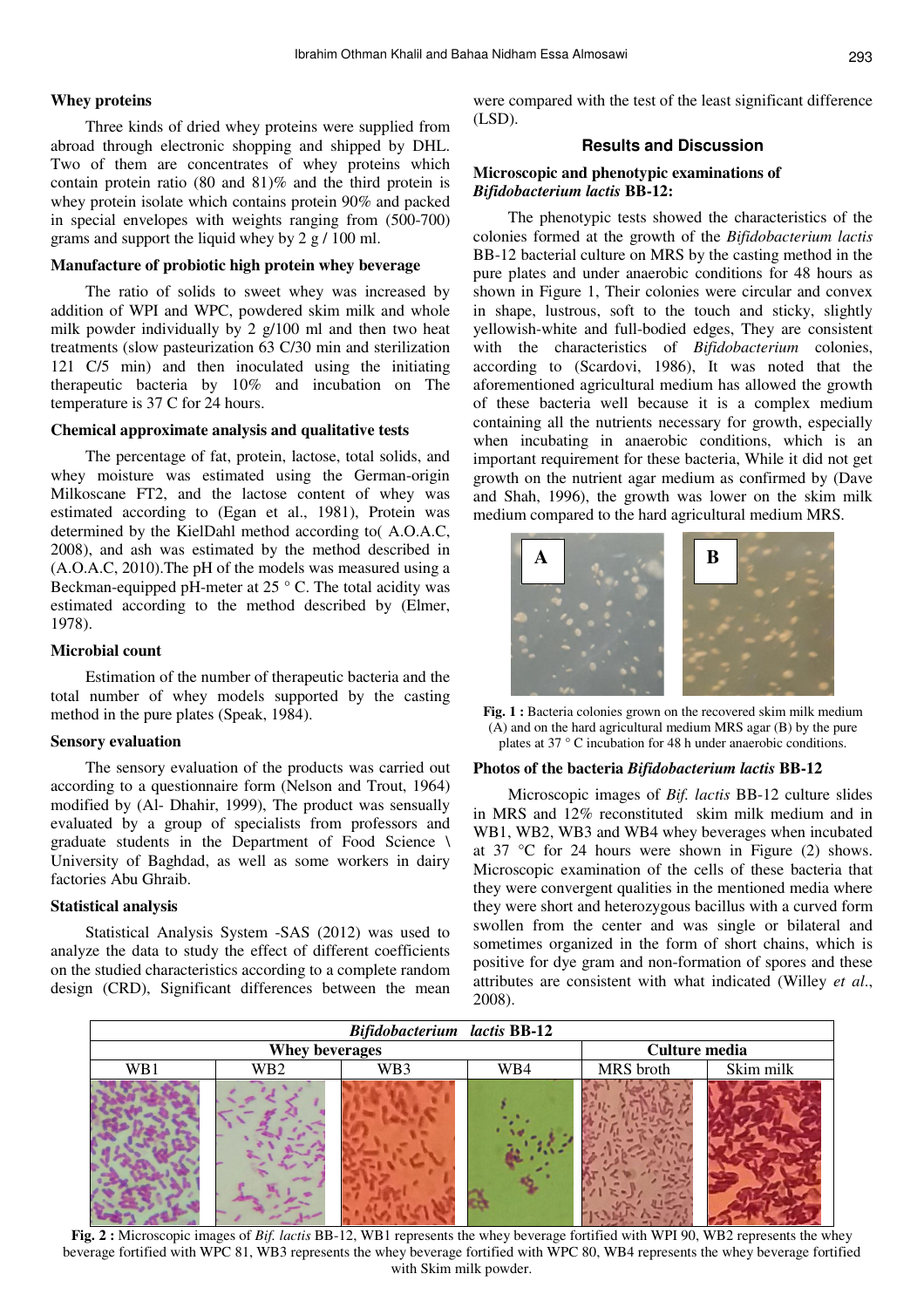### Whey proteins

Three kinds of dried whey proteins were supplied from abroad through electronic shopping and shipped by DHL. Two of them are concentrates of whey proteins which contain protein ratio (80 and 81)% and the third protein is whey protein isolate which contains protein 90% and packed in special envelopes with weights ranging from (500-700) grams and support the liquid whey by 2 g / 100 ml.

### Manufacture of probiotic high protein whey beverage

The ratio of solids to sweet whey was increased by addition of WPI and WPC, powdered skim milk and whole milk powder individually by 2 g/100 ml and then two heat treatments (slow pasteurization 63 C/30 min and sterilization 121 C/5 min) and then inoculated using the initiating therapeutic bacteria by 10% and incubation on The temperature is 37 C for 24 hours.

### Chemical approximate analysis and qualitative tests

The percentage of fat, protein, lactose, total solids, and whey moisture was estimated using the German-origin Milkoscane FT2, and the lactose content of whey was estimated according to (Egan et al., 1981), Protein was determined by the KielDahl method according to( A.O.A.C, 2008), and ash was estimated by the method described in (A.O.A.C, 2010).The pH of the models was measured using a Beckman-equipped pH-meter at 25 ° C. The total acidity was estimated according to the method described by (Elmer, 1978).

### Microbial count

Estimation of the number of therapeutic bacteria and the total number of whey models supported by the casting method in the pure plates (Speak, 1984).

### Sensory evaluation

The sensory evaluation of the products was carried out according to a questionnaire form (Nelson and Trout, 1964) modified by (Al- Dhahir, 1999), The product was sensually evaluated by a group of specialists from professors and graduate students in the Department of Food Science \ University of Baghdad, as well as some workers in dairy factories Abu Ghraib.

### Statistical analysis

Statistical Analysis System -SAS (2012) was used to analyze the data to study the effect of different coefficients on the studied characteristics according to a complete random design (CRD), Significant differences between the mean were compared with the test of the least significant difference (LSD).

## Results and Discussion

### Microscopic and phenotypic examinations of *Bifidobacterium lactis* BB-12:

The phenotypic tests showed the characteristics of the colonies formed at the growth of the *Bifidobacterium lactis* BB-12 bacterial culture on MRS by the casting method in the pure plates and under anaerobic conditions for 48 hours as shown in Figure 1, Their colonies were circular and convex in shape, lustrous, soft to the touch and sticky, slightly yellowish-white and full-bodied edges, They are consistent with the characteristics of *Bifidobacterium* colonies, according to (Scardovi, 1986), It was noted that the aforementioned agricultural medium has allowed the growth of these bacteria well because it is a complex medium containing all the nutrients necessary for growth, especially when incubating in anaerobic conditions, which is an important requirement for these bacteria, While it did not get growth on the nutrient agar medium as confirmed by (Dave and Shah, 1996), the growth was lower on the skim milk medium compared to the hard agricultural medium MRS.

**Fig. 1 :** Bacteria colonies grown on the recovered skim milk medium (A) and on the hard agricultural medium MRS agar (B) by the pure plates at 37 ° C incubation for 48 h under anaerobic conditions.

### Photos of the bacteria *Bifidobacterium lactis* BB-12

Microscopic images of *Bif. lactis* BB-12 culture slides in MRS and 12% reconstituted skim milk medium and in WB1, WB2, WB3 and WB4 whey beverages when incubated at 37 °C for 24 hours were shown in Figure (2) shows. Microscopic examination of the cells of these bacteria that they were convergent qualities in the mentioned media where they were short and heterozygous bacillus with a curved form swollen from the center and was single or bilateral and sometimes organized in the form of short chains, which is positive for dye gram and non-formation of spores and these attributes are consistent with what indicated (Willey *et al*., 2008).

| *Bifidobacterium lactis* BB-12 | | | | | |
|---|---|---|---|---|---|
| Whey beverages | | | | Culture media | |
| WB1 | WB2 | WB3 | WB4 | MRS broth | Skim milk |

**Fig. 2 :** Microscopic images of *Bif. lactis* BB-12, WB1 represents the whey beverage fortified with WPI 90, WB2 represents the whey beverage fortified with WPC 81, WB3 represents the whey beverage fortified with WPC 80, WB4 represents the whey beverage fortified with Skim milk powder.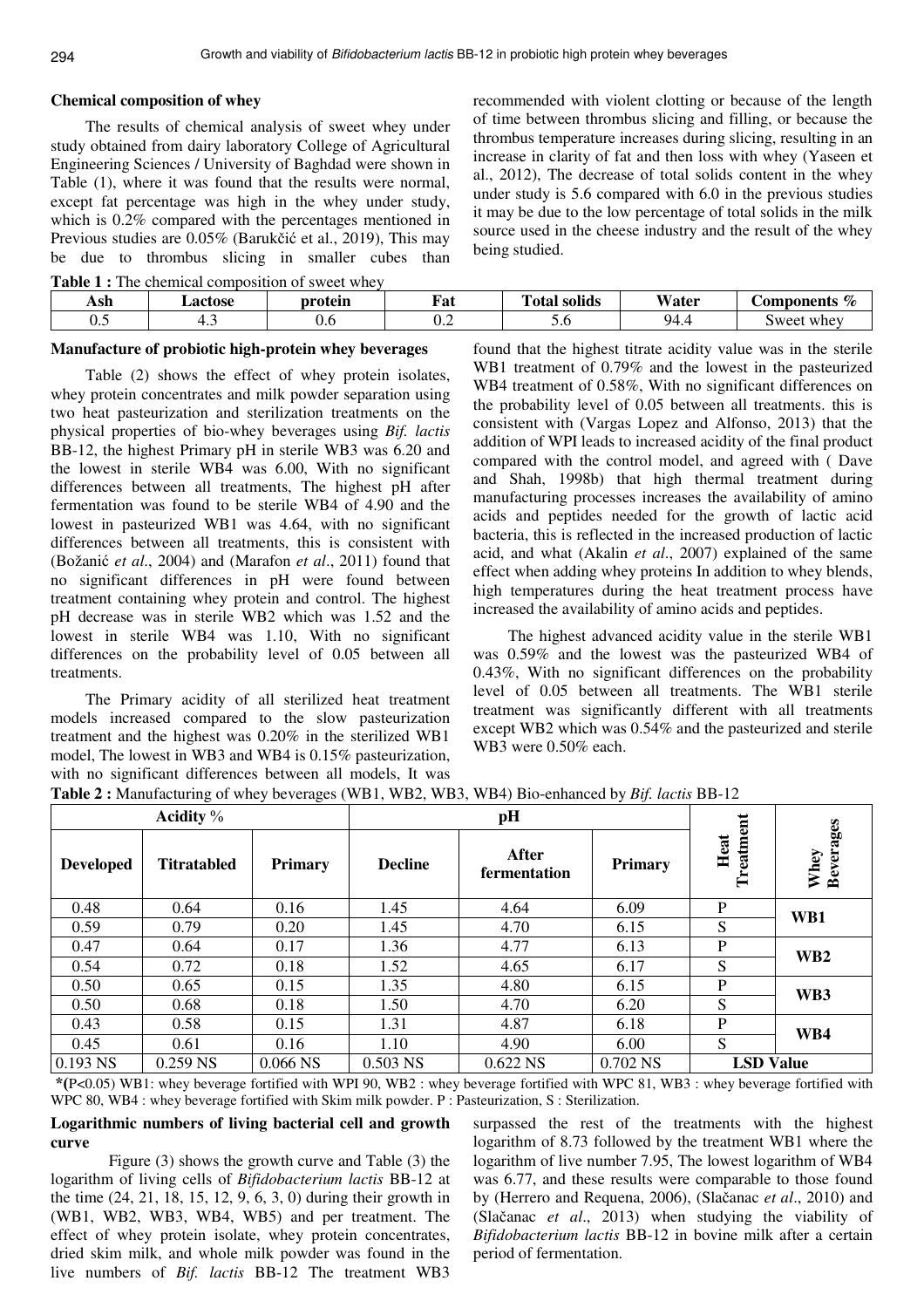## Chemical composition of whey

The results of chemical analysis of sweet whey under study obtained from dairy laboratory College of Agricultural Engineering Sciences / University of Baghdad were shown in Table (1), where it was found that the results were normal, except fat percentage was high in the whey under study, which is 0.2% compared with the percentages mentioned in Previous studies are 0.05% (Barukčić et al., 2019), This may be due to thrombus slicing in smaller cubes than recommended with violent clotting or because of the length of time between thrombus slicing and filling, or because the thrombus temperature increases during slicing, resulting in an increase in clarity of fat and then loss with whey (Yaseen et al., 2012), The decrease of total solids content in the whey under study is 5.6 compared with 6.0 in the previous studies it may be due to the low percentage of total solids in the milk source used in the cheese industry and the result of the whey being studied.

**Table 1 :** The chemical composition of sweet whey

| Ash | Lactose | protein | Fat | Total solids | Water | Components % |
|---|---|---|---|---|---|---|
| 0.5 | 4.3 | 0.6 | 0.2 | 5.6 | 94.4 | Sweet whey |

## Manufacture of probiotic high-protein whey beverages

Table (2) shows the effect of whey protein isolates, whey protein concentrates and milk powder separation using two heat pasteurization and sterilization treatments on the physical properties of bio-whey beverages using *Bif. lactis* BB-12, the highest Primary pH in sterile WB3 was 6.20 and the lowest in sterile WB4 was 6.00, With no significant differences between all treatments, The highest pH after fermentation was found to be sterile WB4 of 4.90 and the lowest in pasteurized WB1 was 4.64, with no significant differences between all treatments, this is consistent with (Božanić *et al*., 2004) and (Marafon *et al*., 2011) found that no significant differences in pH were found between treatment containing whey protein and control. The highest pH decrease was in sterile WB2 which was 1.52 and the lowest in sterile WB4 was 1.10, With no significant differences on the probability level of 0.05 between all treatments.

The Primary acidity of all sterilized heat treatment models increased compared to the slow pasteurization treatment and the highest was 0.20% in the sterilized WB1 model, The lowest in WB3 and WB4 is 0.15% pasteurization, with no significant differences between all models, It was found that the highest titrate acidity value was in the sterile WB1 treatment of 0.79% and the lowest in the pasteurized WB4 treatment of 0.58%, With no significant differences on the probability level of 0.05 between all treatments. this is consistent with (Vargas Lopez and Alfonso, 2013) that the addition of WPI leads to increased acidity of the final product compared with the control model, and agreed with ( Dave and Shah, 1998b) that high thermal treatment during manufacturing processes increases the availability of amino acids and peptides needed for the growth of lactic acid bacteria, this is reflected in the increased production of lactic acid, and what (Akalin *et al*., 2007) explained of the same effect when adding whey proteins In addition to whey blends, high temperatures during the heat treatment process have increased the availability of amino acids and peptides.

The highest advanced acidity value in the sterile WB1 was 0.59% and the lowest was the pasteurized WB4 of 0.43%, With no significant differences on the probability level of 0.05 between all treatments. The WB1 sterile treatment was significantly different with all treatments except WB2 which was 0.54% and the pasteurized and sterile WB3 were 0.50% each.

**Table 2 :** Manufacturing of whey beverages (WB1, WB2, WB3, WB4) Bio-enhanced by *Bif. lactis* BB-12

| Acidity % | | | pH | | | Heat Treatment | Whey Beverages |
|---|---|---|---|---|---|---|---|
| Developed | Titratabled | Primary | Decline | After fermentation | Primary | | |
| 0.48 | 0.64 | 0.16 | 1.45 | 4.64 | 6.09 | P | WB1 |
| 0.59 | 0.79 | 0.20 | 1.45 | 4.70 | 6.15 | S | |
| 0.47 | 0.64 | 0.17 | 1.36 | 4.77 | 6.13 | P | WB2 |
| 0.54 | 0.72 | 0.18 | 1.52 | 4.65 | 6.17 | S | |
| 0.50 | 0.65 | 0.15 | 1.35 | 4.80 | 6.15 | P | WB3 |
| 0.50 | 0.68 | 0.18 | 1.50 | 4.70 | 6.20 | S | |
| 0.43 | 0.58 | 0.15 | 1.31 | 4.87 | 6.18 | P | WB4 |
| 0.45 | 0.61 | 0.16 | 1.10 | 4.90 | 6.00 | S | |
| 0.193 NS | 0.259 NS | 0.066 NS | 0.503 NS | 0.622 NS | 0.702 NS | LSD Value | |

***(P<0.05)** WB1: whey beverage fortified with WPI 90, WB2 : whey beverage fortified with WPC 81, WB3 : whey beverage fortified with WPC 80, WB4 : whey beverage fortified with Skim milk powder. P : Pasteurization, S : Sterilization.

## Logarithmic numbers of living bacterial cell and growth curve

Figure (3) shows the growth curve and Table (3) the logarithm of living cells of *Bifidobacterium lactis* BB-12 at the time (24, 21, 18, 15, 12, 9, 6, 3, 0) during their growth in (WB1, WB2, WB3, WB4, WB5) and per treatment. The effect of whey protein isolate, whey protein concentrates, dried skim milk, and whole milk powder was found in the live numbers of *Bif. lactis* BB-12 The treatment WB3 surpassed the rest of the treatments with the highest logarithm of 8.73 followed by the treatment WB1 where the logarithm of live number 7.95, The lowest logarithm of WB4 was 6.77, and these results were comparable to those found by (Herrero and Requena, 2006), (Slačanac *et al*., 2010) and (Slačanac *et al*., 2013) when studying the viability of *Bifidobacterium lactis* BB-12 in bovine milk after a certain period of fermentation.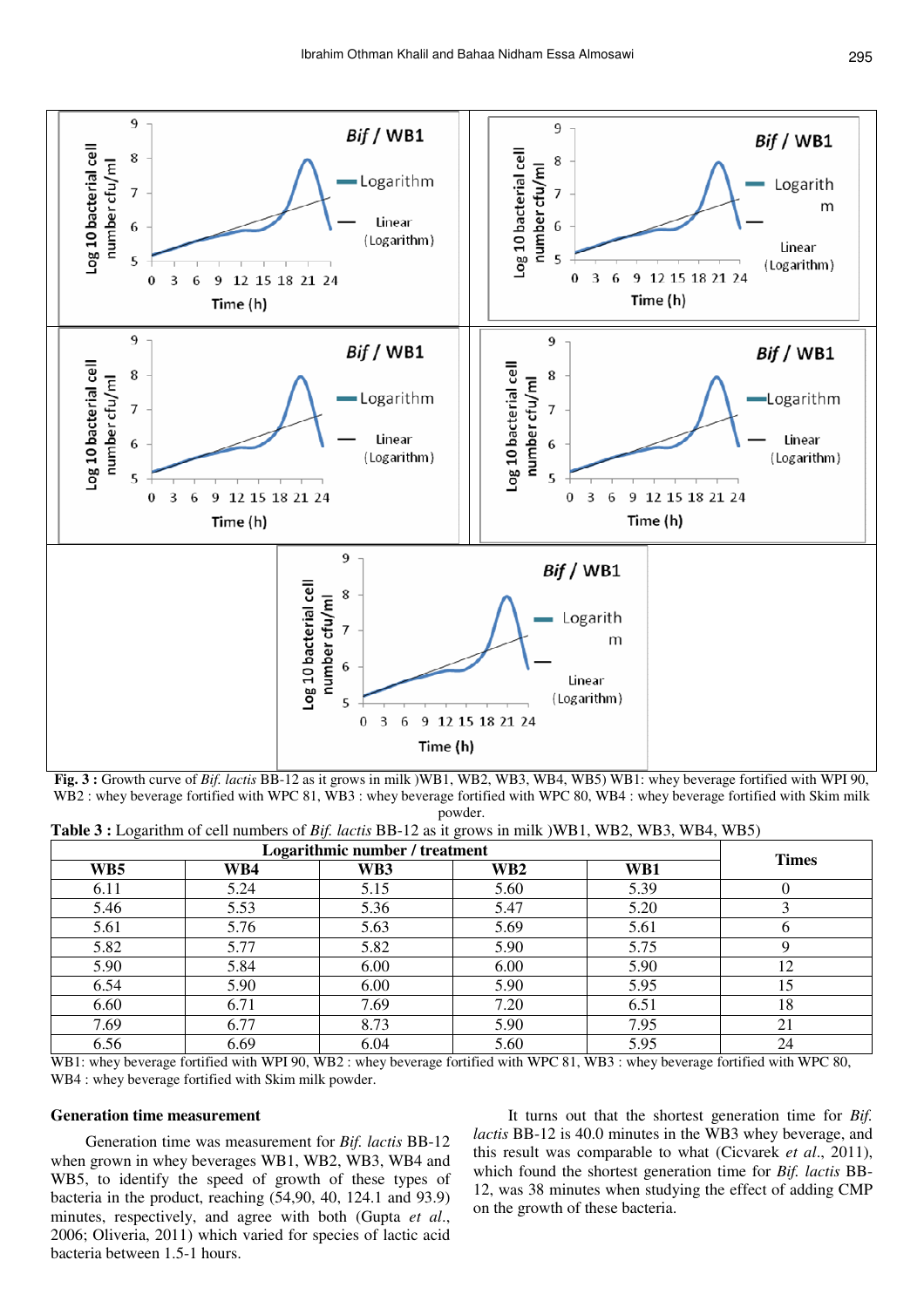**Fig. 3 :** Growth curve of *Bif. lactis* BB-12 as it grows in milk )WB1, WB2, WB3, WB4, WB5) WB1: whey beverage fortified with WPI 90, WB2 : whey beverage fortified with WPC 81, WB3 : whey beverage fortified with WPC 80, WB4 : whey beverage fortified with Skim milk powder.

**Table 3 :** Logarithm of cell numbers of *Bif. lactis* BB-12 as it grows in milk )WB1, WB2, WB3, WB4, WB5)

| Logarithmic number / treatment | | | | | Times |
|---|---|---|---|---|---|
| **WB5** | **WB4** | **WB3** | **WB2** | **WB1** | |
| 6.11 | 5.24 | 5.15 | 5.60 | 5.39 | 0 |
| 5.46 | 5.53 | 5.36 | 5.47 | 5.20 | 3 |
| 5.61 | 5.76 | 5.63 | 5.69 | 5.61 | 6 |
| 5.82 | 5.77 | 5.82 | 5.90 | 5.75 | 9 |
| 5.90 | 5.84 | 6.00 | 6.00 | 5.90 | 12 |
| 6.54 | 5.90 | 6.00 | 5.90 | 5.95 | 15 |
| 6.60 | 6.71 | 7.69 | 7.20 | 6.51 | 18 |
| 7.69 | 6.77 | 8.73 | 5.90 | 7.95 | 21 |
| 6.56 | 6.69 | 6.04 | 5.60 | 5.95 | 24 |

WB1: whey beverage fortified with WPI 90, WB2 : whey beverage fortified with WPC 81, WB3 : whey beverage fortified with WPC 80, WB4 : whey beverage fortified with Skim milk powder.

### Generation time measurement

Generation time was measurement for *Bif. lactis* BB-12 when grown in whey beverages WB1, WB2, WB3, WB4 and WB5, to identify the speed of growth of these types of bacteria in the product, reaching (54,90, 40, 124.1 and 93.9) minutes, respectively, and agree with both (Gupta *et al.*, 2006; Oliveria, 2011) which varied for species of lactic acid bacteria between 1.5-1 hours.

It turns out that the shortest generation time for *Bif. lactis* BB-12 is 40.0 minutes in the WB3 whey beverage, and this result was comparable to what (Cicvarek *et al.*, 2011), which found the shortest generation time for *Bif. lactis* BB-12, was 38 minutes when studying the effect of adding CMP on the growth of these bacteria.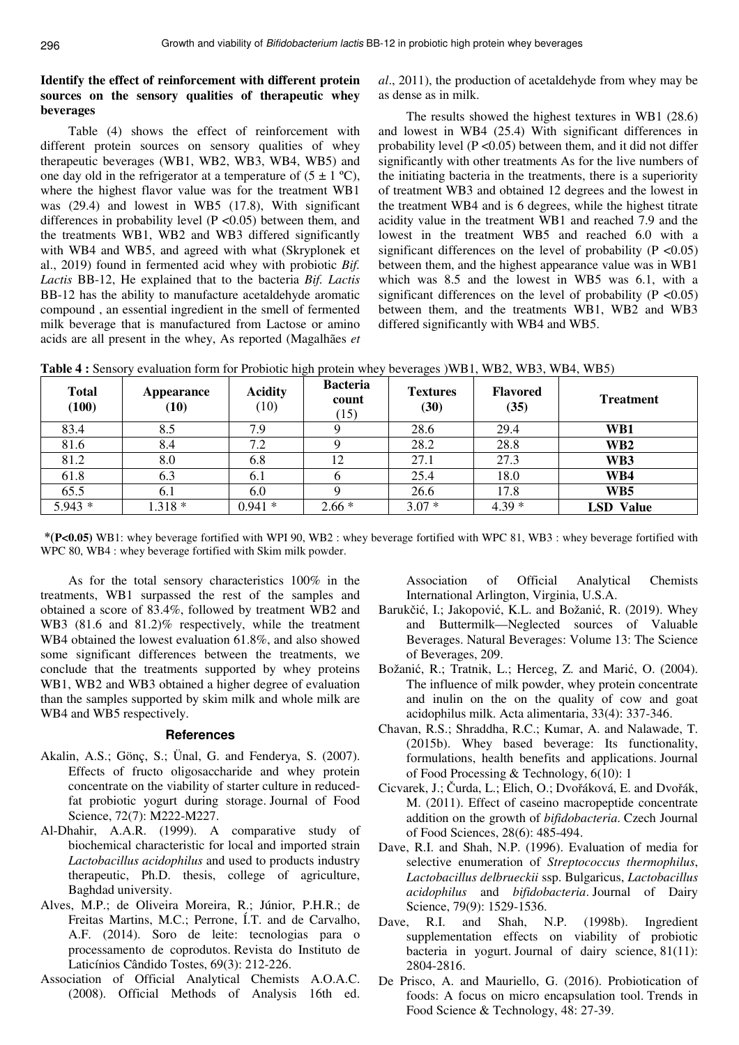**Identify the effect of reinforcement with different protein sources on the sensory qualities of therapeutic whey beverages**

Table (4) shows the effect of reinforcement with different protein sources on sensory qualities of whey therapeutic beverages (WB1, WB2, WB3, WB4, WB5) and one day old in the refrigerator at a temperature of (5 ± 1 ºC), where the highest flavor value was for the treatment WB1 was (29.4) and lowest in WB5 (17.8), With significant differences in probability level (P <0.05) between them, and the treatments WB1, WB2 and WB3 differed significantly with WB4 and WB5, and agreed with what (Skryplonek et al., 2019) found in fermented acid whey with probiotic *Bif. Lactis* BB-12, He explained that to the bacteria *Bif. Lactis* BB-12 has the ability to manufacture acetaldehyde aromatic compound , an essential ingredient in the smell of fermented milk beverage that is manufactured from Lactose or amino acids are all present in the whey, As reported (Magalhães *et al*., 2011), the production of acetaldehyde from whey may be as dense as in milk.

The results showed the highest textures in WB1 (28.6) and lowest in WB4 (25.4) With significant differences in probability level (P <0.05) between them, and it did not differ significantly with other treatments As for the live numbers of the initiating bacteria in the treatments, there is a superiority of treatment WB3 and obtained 12 degrees and the lowest in the treatment WB4 and is 6 degrees, while the highest titrate acidity value in the treatment WB1 and reached 7.9 and the lowest in the treatment WB5 and reached 6.0 with a significant differences on the level of probability (P <0.05) between them, and the highest appearance value was in WB1 which was 8.5 and the lowest in WB5 was 6.1, with a significant differences on the level of probability (P <0.05) between them, and the treatments WB1, WB2 and WB3 differed significantly with WB4 and WB5.

**Table 4 :** Sensory evaluation form for Probiotic high protein whey beverages )WB1, WB2, WB3, WB4, WB5)

| Total (100) | Appearance (10) | Acidity (10) | Bacteria count (15) | Textures (30) | Flavored (35) | Treatment |
|---|---|---|---|---|---|---|
| 83.4 | 8.5 | 7.9 | 9 | 28.6 | 29.4 | **WB1** |
| 81.6 | 8.4 | 7.2 | 9 | 28.2 | 28.8 | **WB2** |
| 81.2 | 8.0 | 6.8 | 12 | 27.1 | 27.3 | **WB3** |
| 61.8 | 6.3 | 6.1 | 6 | 25.4 | 18.0 | **WB4** |
| 65.5 | 6.1 | 6.0 | 9 | 26.6 | 17.8 | **WB5** |
| 5.943 * | 1.318 * | 0.941 * | 2.66 * | 3.07 * | 4.39 * | **LSD Value** |

**\*(P<0.05)** WB1: whey beverage fortified with WPI 90, WB2 : whey beverage fortified with WPC 81, WB3 : whey beverage fortified with WPC 80, WB4 : whey beverage fortified with Skim milk powder.

As for the total sensory characteristics 100% in the treatments, WB1 surpassed the rest of the samples and obtained a score of 83.4%, followed by treatment WB2 and WB3 (81.6 and 81.2)% respectively, while the treatment WB4 obtained the lowest evaluation 61.8%, and also showed some significant differences between the treatments, we conclude that the treatments supported by whey proteins WB1, WB2 and WB3 obtained a higher degree of evaluation than the samples supported by skim milk and whole milk are WB4 and WB5 respectively.

## References

- Akalin, A.S.; Gönç, S.; Ünal, G. and Fenderya, S. (2007). Effects of fructo oligosaccharide and whey protein concentrate on the viability of starter culture in reduced-fat probiotic yogurt during storage. Journal of Food Science, 72(7): M222-M227.
- Al-Dhahir, A.A.R. (1999). A comparative study of biochemical characteristic for local and imported strain *Lactobacillus acidophilus* and used to products industry therapeutic, Ph.D. thesis, college of agriculture, Baghdad university.
- Alves, M.P.; de Oliveira Moreira, R.; Júnior, P.H.R.; de Freitas Martins, M.C.; Perrone, Í.T. and de Carvalho, A.F. (2014). Soro de leite: tecnologias para o processamento de coprodutos. Revista do Instituto de Laticínios Cândido Tostes, 69(3): 212-226.
- Association of Official Analytical Chemists A.O.A.C. (2008). Official Methods of Analysis 16th ed. Association of Official Analytical Chemists International Arlington, Virginia, U.S.A.
- Barukčić, I.; Jakopović, K.L. and Božanić, R. (2019). Whey and Buttermilk—Neglected sources of Valuable Beverages. Natural Beverages: Volume 13: The Science of Beverages, 209.
- Božanić, R.; Tratnik, L.; Herceg, Z. and Marić, O. (2004). The influence of milk powder, whey protein concentrate and inulin on the on the quality of cow and goat acidophilus milk. Acta alimentaria, 33(4): 337-346.
- Chavan, R.S.; Shraddha, R.C.; Kumar, A. and Nalawade, T. (2015b). Whey based beverage: Its functionality, formulations, health benefits and applications. Journal of Food Processing & Technology, 6(10): 1
- Cicvarek, J.; Čurda, L.; Elich, O.; Dvořáková, E. and Dvořák, M. (2011). Effect of caseino macropeptide concentrate addition on the growth of *bifidobacteria*. Czech Journal of Food Sciences, 28(6): 485-494.
- Dave, R.I. and Shah, N.P. (1996). Evaluation of media for selective enumeration of *Streptococcus thermophilus*, *Lactobacillus delbrueckii* ssp. Bulgaricus, *Lactobacillus acidophilus* and *bifidobacteria*. Journal of Dairy Science, 79(9): 1529-1536.
- Dave, R.I. and Shah, N.P. (1998b). Ingredient supplementation effects on viability of probiotic bacteria in yogurt. Journal of dairy science, 81(11): 2804-2816.
- De Prisco, A. and Mauriello, G. (2016). Probiotication of foods: A focus on micro encapsulation tool. Trends in Food Science & Technology, 48: 27-39.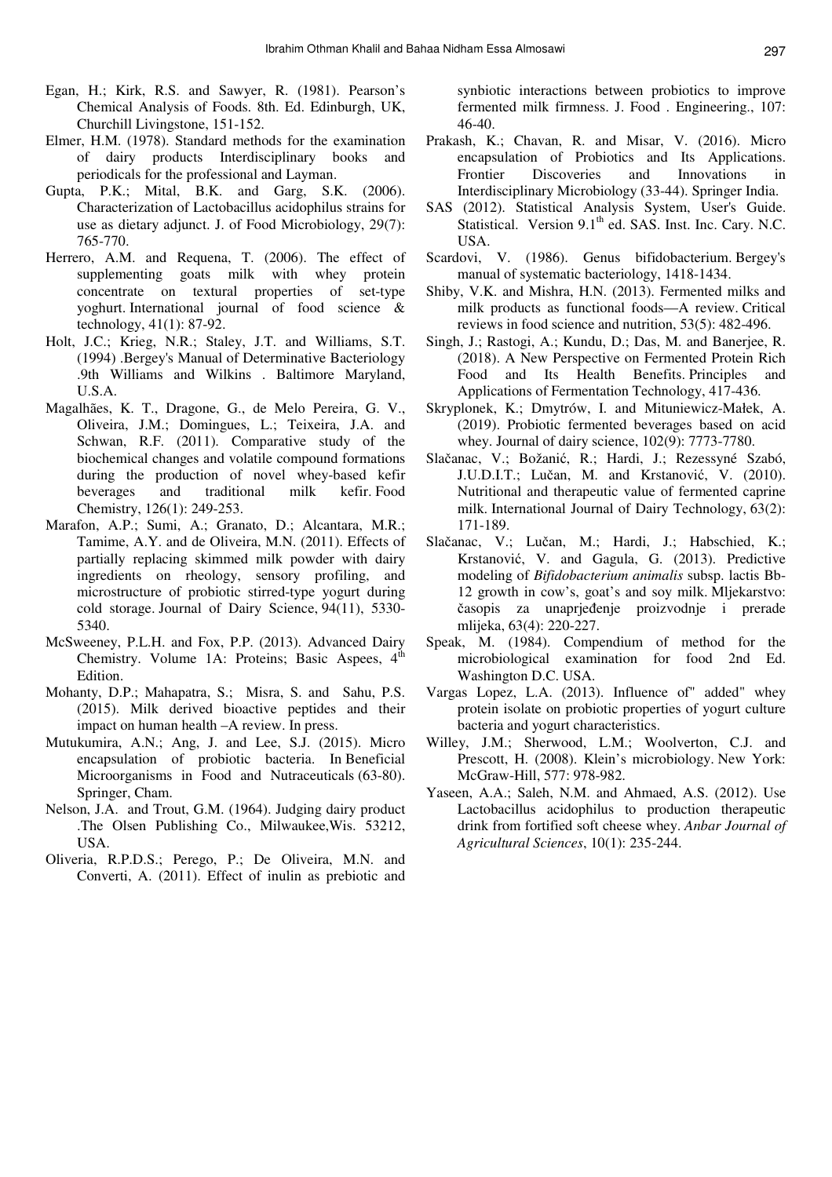Egan, H.; Kirk, R.S. and Sawyer, R. (1981). Pearson's Chemical Analysis of Foods. 8th. Ed. Edinburgh, UK, Churchill Livingstone, 151-152.

Elmer, H.M. (1978). Standard methods for the examination of dairy products Interdisciplinary books and periodicals for the professional and Layman.

Gupta, P.K.; Mital, B.K. and Garg, S.K. (2006). Characterization of Lactobacillus acidophilus strains for use as dietary adjunct. J. of Food Microbiology, 29(7): 765-770.

Herrero, A.M. and Requena, T. (2006). The effect of supplementing goats milk with whey protein concentrate on textural properties of set-type yoghurt. International journal of food science & technology, 41(1): 87-92.

Holt, J.C.; Krieg, N.R.; Staley, J.T. and Williams, S.T. (1994) .Bergey's Manual of Determinative Bacteriology .9th Williams and Wilkins . Baltimore Maryland, U.S.A.

Magalhães, K. T., Dragone, G., de Melo Pereira, G. V., Oliveira, J.M.; Domingues, L.; Teixeira, J.A. and Schwan, R.F. (2011). Comparative study of the biochemical changes and volatile compound formations during the production of novel whey-based kefir beverages and traditional milk kefir. Food Chemistry, 126(1): 249-253.

Marafon, A.P.; Sumi, A.; Granato, D.; Alcantara, M.R.; Tamime, A.Y. and de Oliveira, M.N. (2011). Effects of partially replacing skimmed milk powder with dairy ingredients on rheology, sensory profiling, and microstructure of probiotic stirred-type yogurt during cold storage. Journal of Dairy Science, 94(11), 5330-5340.

McSweeney, P.L.H. and Fox, P.P. (2013). Advanced Dairy Chemistry. Volume 1A: Proteins; Basic Aspees, 4th Edition.

Mohanty, D.P.; Mahapatra, S.; Misra, S. and Sahu, P.S. (2015). Milk derived bioactive peptides and their impact on human health –A review. In press.

Mutukumira, A.N.; Ang, J. and Lee, S.J. (2015). Micro encapsulation of probiotic bacteria. In Beneficial Microorganisms in Food and Nutraceuticals (63-80). Springer, Cham.

Nelson, J.A. and Trout, G.M. (1964). Judging dairy product .The Olsen Publishing Co., Milwaukee,Wis. 53212, USA.

Oliveria, R.P.D.S.; Perego, P.; De Oliveira, M.N. and Converti, A. (2011). Effect of inulin as prebiotic and synbiotic interactions between probiotics to improve fermented milk firmness. J. Food . Engineering., 107: 46-40.

Prakash, K.; Chavan, R. and Misar, V. (2016). Micro encapsulation of Probiotics and Its Applications. Frontier Discoveries and Innovations in Interdisciplinary Microbiology (33-44). Springer India.

SAS (2012). Statistical Analysis System, User's Guide. Statistical. Version 9.1th ed. SAS. Inst. Inc. Cary. N.C. USA.

Scardovi, V. (1986). Genus bifidobacterium. Bergey's manual of systematic bacteriology, 1418-1434.

Shiby, V.K. and Mishra, H.N. (2013). Fermented milks and milk products as functional foods—A review. Critical reviews in food science and nutrition, 53(5): 482-496.

Singh, J.; Rastogi, A.; Kundu, D.; Das, M. and Banerjee, R. (2018). A New Perspective on Fermented Protein Rich Food and Its Health Benefits. Principles and Applications of Fermentation Technology, 417-436.

Skryplonek, K.; Dmytrów, I. and Mituniewicz-Małek, A. (2019). Probiotic fermented beverages based on acid whey. Journal of dairy science, 102(9): 7773-7780.

Slačanac, V.; Božanić, R.; Hardi, J.; Rezessyné Szabó, J.U.D.I.T.; Lučan, M. and Krstanović, V. (2010). Nutritional and therapeutic value of fermented caprine milk. International Journal of Dairy Technology, 63(2): 171-189.

Slačanac, V.; Lučan, M.; Hardi, J.; Habschied, K.; Krstanović, V. and Gagula, G. (2013). Predictive modeling of *Bifidobacterium animalis* subsp. lactis Bb-12 growth in cow's, goat's and soy milk. Mljekarstvo: časopis za unaprjeđenje proizvodnje i prerade mlijeka, 63(4): 220-227.

Speak, M. (1984). Compendium of method for the microbiological examination for food 2nd Ed. Washington D.C. USA.

Vargas Lopez, L.A. (2013). Influence of" added" whey protein isolate on probiotic properties of yogurt culture bacteria and yogurt characteristics.

Willey, J.M.; Sherwood, L.M.; Woolverton, C.J. and Prescott, H. (2008). Klein's microbiology. New York: McGraw-Hill, 577: 978-982.

Yaseen, A.A.; Saleh, N.M. and Ahmaed, A.S. (2012). Use Lactobacillus acidophilus to production therapeutic drink from fortified soft cheese whey. *Anbar Journal of Agricultural Sciences*, 10(1): 235-244.